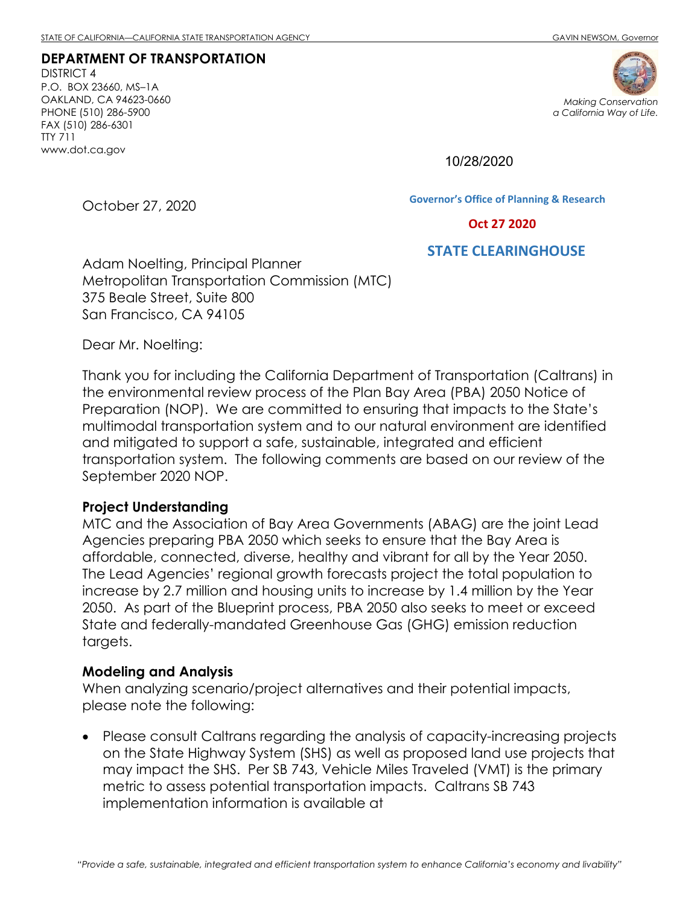STATE OF CALIFORNIA—CALIFORNIA STATE TRANSPORTATION AGENCY GAVIN NEWSOM, Governor

**DEPARTMENT OF TRANSPORTATION**
DISTRICT 4
P.O. BOX 23660, MS–1A
OAKLAND, CA 94623-0660
PHONE (510) 286-5900
FAX (510) 286-6301
TTY 711
www.dot.ca.gov

*Making Conservation a California Way of Life.*

10/28/2020

Governor's Office of Planning & Research

Oct 27 2020

STATE CLEARINGHOUSE

October 27, 2020

Adam Noelting, Principal Planner
Metropolitan Transportation Commission (MTC)
375 Beale Street, Suite 800
San Francisco, CA 94105

Dear Mr. Noelting:

Thank you for including the California Department of Transportation (Caltrans) in the environmental review process of the Plan Bay Area (PBA) 2050 Notice of Preparation (NOP). We are committed to ensuring that impacts to the State's multimodal transportation system and to our natural environment are identified and mitigated to support a safe, sustainable, integrated and efficient transportation system. The following comments are based on our review of the September 2020 NOP.

**Project Understanding**
MTC and the Association of Bay Area Governments (ABAG) are the joint Lead Agencies preparing PBA 2050 which seeks to ensure that the Bay Area is affordable, connected, diverse, healthy and vibrant for all by the Year 2050. The Lead Agencies' regional growth forecasts project the total population to increase by 2.7 million and housing units to increase by 1.4 million by the Year 2050. As part of the Blueprint process, PBA 2050 also seeks to meet or exceed State and federally-mandated Greenhouse Gas (GHG) emission reduction targets.

**Modeling and Analysis**
When analyzing scenario/project alternatives and their potential impacts, please note the following:

- Please consult Caltrans regarding the analysis of capacity-increasing projects on the State Highway System (SHS) as well as proposed land use projects that may impact the SHS. Per SB 743, Vehicle Miles Traveled (VMT) is the primary metric to assess potential transportation impacts. Caltrans SB 743 implementation information is available at

*"Provide a safe, sustainable, integrated and efficient transportation system to enhance California's economy and livability"*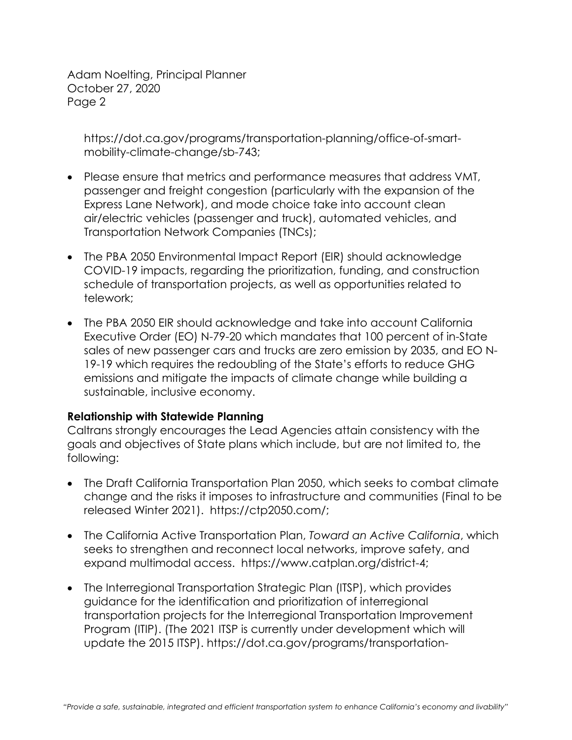https://dot.ca.gov/programs/transportation-planning/office-of-smart-mobility-climate-change/sb-743;

- Please ensure that metrics and performance measures that address VMT, passenger and freight congestion (particularly with the expansion of the Express Lane Network), and mode choice take into account clean air/electric vehicles (passenger and truck), automated vehicles, and Transportation Network Companies (TNCs);
- The PBA 2050 Environmental Impact Report (EIR) should acknowledge COVID-19 impacts, regarding the prioritization, funding, and construction schedule of transportation projects, as well as opportunities related to telework;
- The PBA 2050 EIR should acknowledge and take into account California Executive Order (EO) N-79-20 which mandates that 100 percent of in-State sales of new passenger cars and trucks are zero emission by 2035, and EO N-19-19 which requires the redoubling of the State's efforts to reduce GHG emissions and mitigate the impacts of climate change while building a sustainable, inclusive economy.

**Relationship with Statewide Planning**

Caltrans strongly encourages the Lead Agencies attain consistency with the goals and objectives of State plans which include, but are not limited to, the following:

- The Draft California Transportation Plan 2050, which seeks to combat climate change and the risks it imposes to infrastructure and communities (Final to be released Winter 2021). https://ctp2050.com/;
- The California Active Transportation Plan, *Toward an Active California*, which seeks to strengthen and reconnect local networks, improve safety, and expand multimodal access. https://www.catplan.org/district-4;
- The Interregional Transportation Strategic Plan (ITSP), which provides guidance for the identification and prioritization of interregional transportation projects for the Interregional Transportation Improvement Program (ITIP). (The 2021 ITSP is currently under development which will update the 2015 ITSP). https://dot.ca.gov/programs/transportation-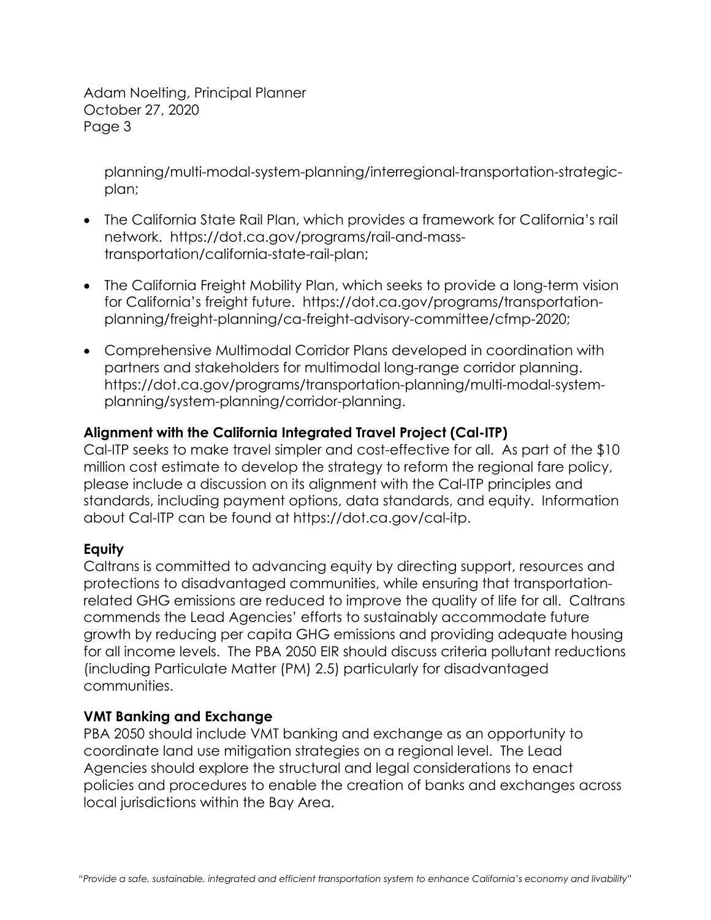planning/multi-modal-system-planning/interregional-transportation-strategic-plan;

- The California State Rail Plan, which provides a framework for California's rail network. https://dot.ca.gov/programs/rail-and-mass-transportation/california-state-rail-plan;
- The California Freight Mobility Plan, which seeks to provide a long-term vision for California's freight future. https://dot.ca.gov/programs/transportation-planning/freight-planning/ca-freight-advisory-committee/cfmp-2020;
- Comprehensive Multimodal Corridor Plans developed in coordination with partners and stakeholders for multimodal long-range corridor planning. https://dot.ca.gov/programs/transportation-planning/multi-modal-system-planning/system-planning/corridor-planning.

**Alignment with the California Integrated Travel Project (Cal-ITP)**

Cal-ITP seeks to make travel simpler and cost-effective for all. As part of the $10 million cost estimate to develop the strategy to reform the regional fare policy, please include a discussion on its alignment with the Cal-ITP principles and standards, including payment options, data standards, and equity. Information about Cal-ITP can be found at https://dot.ca.gov/cal-itp.

**Equity**

Caltrans is committed to advancing equity by directing support, resources and protections to disadvantaged communities, while ensuring that transportation-related GHG emissions are reduced to improve the quality of life for all. Caltrans commends the Lead Agencies' efforts to sustainably accommodate future growth by reducing per capita GHG emissions and providing adequate housing for all income levels. The PBA 2050 EIR should discuss criteria pollutant reductions (including Particulate Matter (PM) 2.5) particularly for disadvantaged communities.

**VMT Banking and Exchange**

PBA 2050 should include VMT banking and exchange as an opportunity to coordinate land use mitigation strategies on a regional level. The Lead Agencies should explore the structural and legal considerations to enact policies and procedures to enable the creation of banks and exchanges across local jurisdictions within the Bay Area.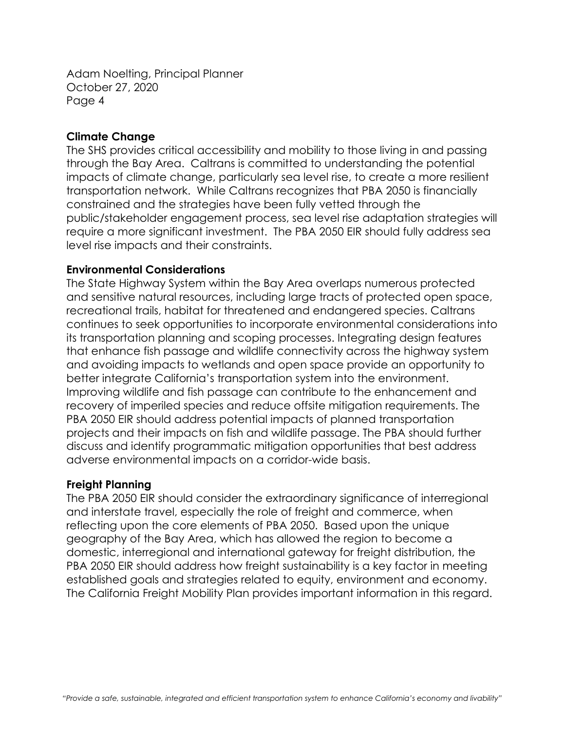**Climate Change**

The SHS provides critical accessibility and mobility to those living in and passing through the Bay Area. Caltrans is committed to understanding the potential impacts of climate change, particularly sea level rise, to create a more resilient transportation network. While Caltrans recognizes that PBA 2050 is financially constrained and the strategies have been fully vetted through the public/stakeholder engagement process, sea level rise adaptation strategies will require a more significant investment. The PBA 2050 EIR should fully address sea level rise impacts and their constraints.

**Environmental Considerations**

The State Highway System within the Bay Area overlaps numerous protected and sensitive natural resources, including large tracts of protected open space, recreational trails, habitat for threatened and endangered species. Caltrans continues to seek opportunities to incorporate environmental considerations into its transportation planning and scoping processes. Integrating design features that enhance fish passage and wildlife connectivity across the highway system and avoiding impacts to wetlands and open space provide an opportunity to better integrate California's transportation system into the environment. Improving wildlife and fish passage can contribute to the enhancement and recovery of imperiled species and reduce offsite mitigation requirements. The PBA 2050 EIR should address potential impacts of planned transportation projects and their impacts on fish and wildlife passage. The PBA should further discuss and identify programmatic mitigation opportunities that best address adverse environmental impacts on a corridor-wide basis.

**Freight Planning**

The PBA 2050 EIR should consider the extraordinary significance of interregional and interstate travel, especially the role of freight and commerce, when reflecting upon the core elements of PBA 2050. Based upon the unique geography of the Bay Area, which has allowed the region to become a domestic, interregional and international gateway for freight distribution, the PBA 2050 EIR should address how freight sustainability is a key factor in meeting established goals and strategies related to equity, environment and economy. The California Freight Mobility Plan provides important information in this regard.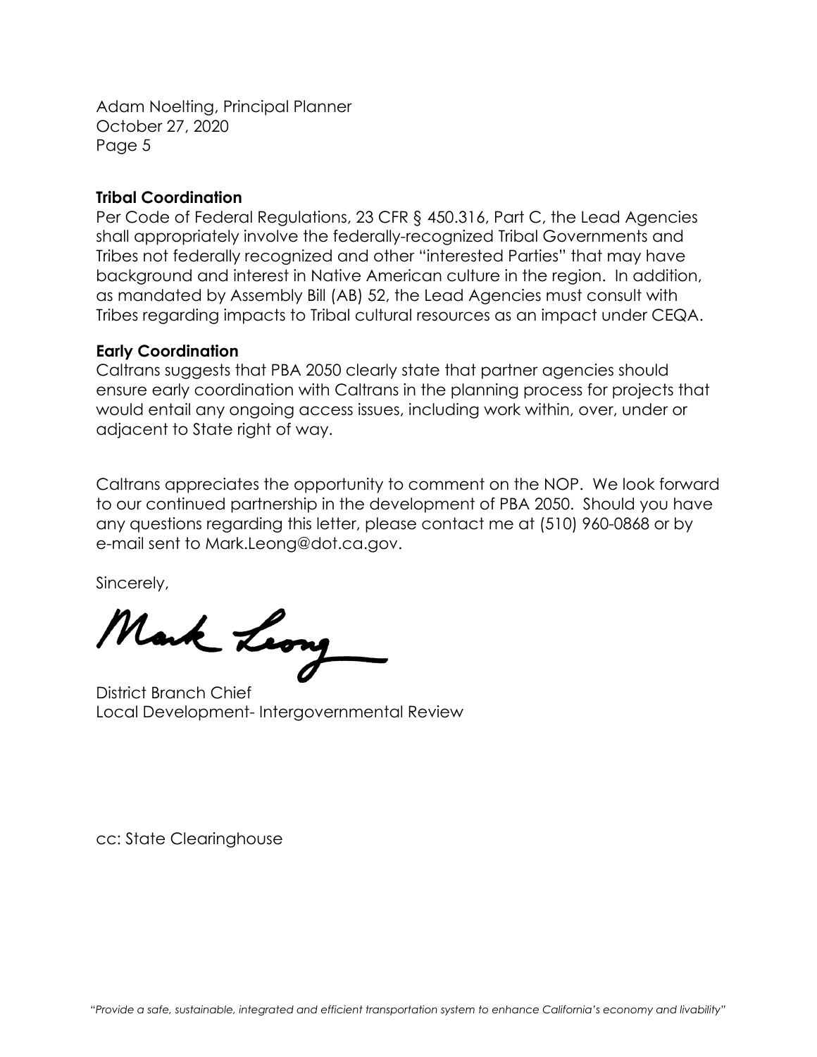Adam Noelting, Principal Planner
October 27, 2020
Page 5

**Tribal Coordination**
Per Code of Federal Regulations, 23 CFR § 450.316, Part C, the Lead Agencies shall appropriately involve the federally-recognized Tribal Governments and Tribes not federally recognized and other "interested Parties" that may have background and interest in Native American culture in the region. In addition, as mandated by Assembly Bill (AB) 52, the Lead Agencies must consult with Tribes regarding impacts to Tribal cultural resources as an impact under CEQA.

**Early Coordination**
Caltrans suggests that PBA 2050 clearly state that partner agencies should ensure early coordination with Caltrans in the planning process for projects that would entail any ongoing access issues, including work within, over, under or adjacent to State right of way.

Caltrans appreciates the opportunity to comment on the NOP. We look forward to our continued partnership in the development of PBA 2050. Should you have any questions regarding this letter, please contact me at (510) 960-0868 or by e-mail sent to Mark.Leong@dot.ca.gov.

Sincerely,

Mark Leong

District Branch Chief
Local Development- Intergovernmental Review

cc: State Clearinghouse

*"Provide a safe, sustainable, integrated and efficient transportation system to enhance California's economy and livability"*